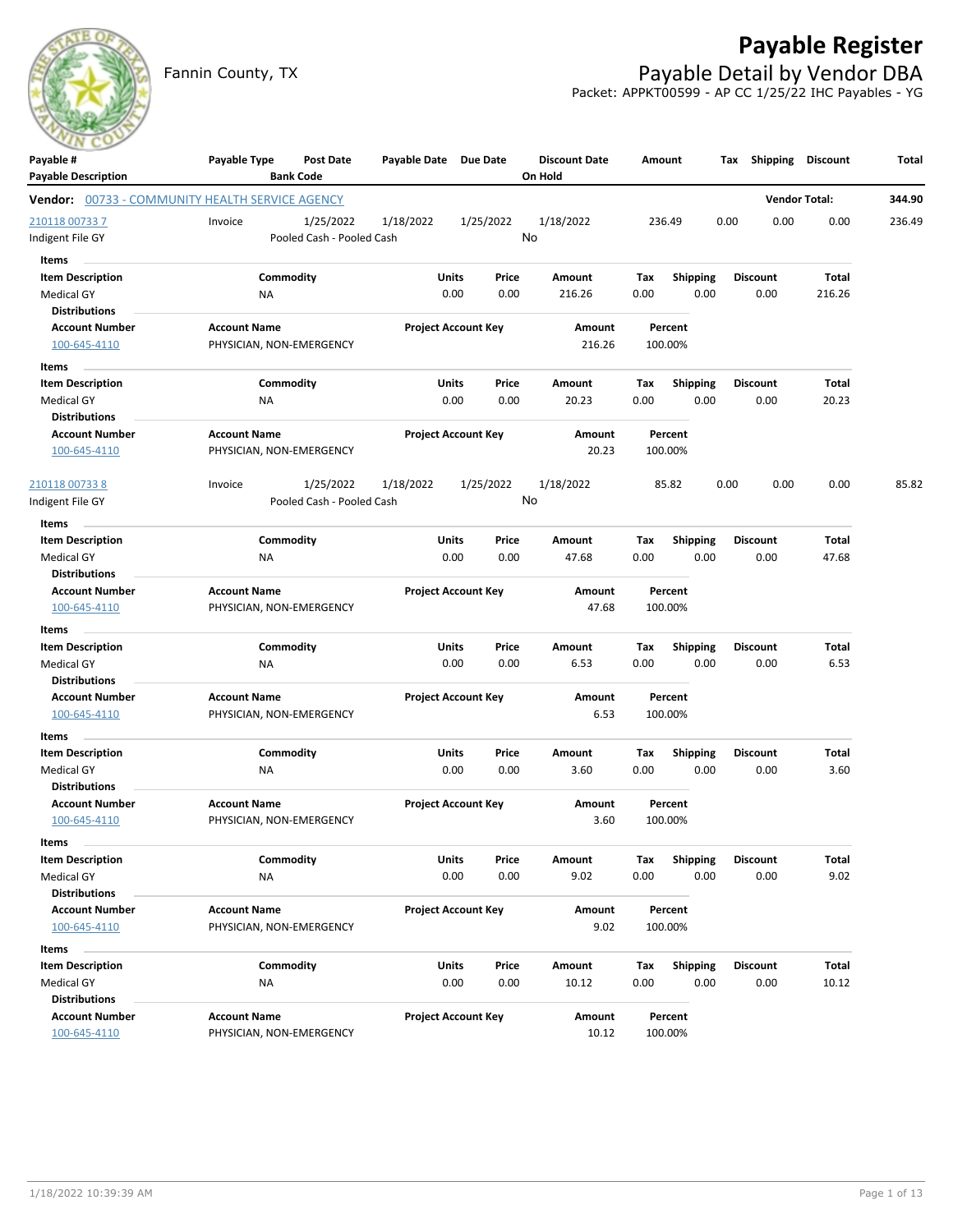# Payable Register

## Payable Detail by Vendor DBA

Fannin County, TX

Packet: APPKT00599 - AP CC 1/25/22 IHC Payables - YG

| Payable # / Payable Description | Payable Type | Post Date / Bank Code | Payable Date | Due Date | Discount Date / On Hold | Amount | Tax | Shipping | Discount | Total |
|---|---|---|---|---|---|---|---|---|---|---|

**Vendor:** 00733 - COMMUNITY HEALTH SERVICE AGENCY — **Vendor Total:** 344.90

| Payable # | Payable Type | Post Date | Payable Date | Due Date | Discount Date | Amount | Tax | Shipping | Discount | Total |
|---|---|---|---|---|---|---|---|---|---|---|
| 210118 00733 7 | Invoice | 1/25/2022 | 1/18/2022 | 1/25/2022 | 1/18/2022 | 236.49 | 0.00 | 0.00 | 0.00 | 236.49 |
| Indigent File GY | | Pooled Cash - Pooled Cash | | | No | | | | | |

**Items**

| Item Description | Commodity | Units | Price | Amount | Tax | Shipping | Discount | Total |
|---|---|---|---|---|---|---|---|---|
| Medical GY | NA | 0.00 | 0.00 | 216.26 | 0.00 | 0.00 | 0.00 | 216.26 |

**Distributions**

| Account Number | Account Name | Project Account Key | Amount | Percent |
|---|---|---|---|---|
| 100-645-4110 | PHYSICIAN, NON-EMERGENCY | | 216.26 | 100.00% |

**Items**

| Item Description | Commodity | Units | Price | Amount | Tax | Shipping | Discount | Total |
|---|---|---|---|---|---|---|---|---|
| Medical GY | NA | 0.00 | 0.00 | 20.23 | 0.00 | 0.00 | 0.00 | 20.23 |

**Distributions**

| Account Number | Account Name | Project Account Key | Amount | Percent |
|---|---|---|---|---|
| 100-645-4110 | PHYSICIAN, NON-EMERGENCY | | 20.23 | 100.00% |

| Payable # | Payable Type | Post Date | Payable Date | Due Date | Discount Date | Amount | Tax | Shipping | Discount | Total |
|---|---|---|---|---|---|---|---|---|---|---|
| 210118 00733 8 | Invoice | 1/25/2022 | 1/18/2022 | 1/25/2022 | 1/18/2022 | 85.82 | 0.00 | 0.00 | 0.00 | 85.82 |
| Indigent File GY | | Pooled Cash - Pooled Cash | | | No | | | | | |

**Items**

| Item Description | Commodity | Units | Price | Amount | Tax | Shipping | Discount | Total |
|---|---|---|---|---|---|---|---|---|
| Medical GY | NA | 0.00 | 0.00 | 47.68 | 0.00 | 0.00 | 0.00 | 47.68 |

**Distributions**

| Account Number | Account Name | Project Account Key | Amount | Percent |
|---|---|---|---|---|
| 100-645-4110 | PHYSICIAN, NON-EMERGENCY | | 47.68 | 100.00% |

**Items**

| Item Description | Commodity | Units | Price | Amount | Tax | Shipping | Discount | Total |
|---|---|---|---|---|---|---|---|---|
| Medical GY | NA | 0.00 | 0.00 | 6.53 | 0.00 | 0.00 | 0.00 | 6.53 |

**Distributions**

| Account Number | Account Name | Project Account Key | Amount | Percent |
|---|---|---|---|---|
| 100-645-4110 | PHYSICIAN, NON-EMERGENCY | | 6.53 | 100.00% |

**Items**

| Item Description | Commodity | Units | Price | Amount | Tax | Shipping | Discount | Total |
|---|---|---|---|---|---|---|---|---|
| Medical GY | NA | 0.00 | 0.00 | 3.60 | 0.00 | 0.00 | 0.00 | 3.60 |

**Distributions**

| Account Number | Account Name | Project Account Key | Amount | Percent |
|---|---|---|---|---|
| 100-645-4110 | PHYSICIAN, NON-EMERGENCY | | 3.60 | 100.00% |

**Items**

| Item Description | Commodity | Units | Price | Amount | Tax | Shipping | Discount | Total |
|---|---|---|---|---|---|---|---|---|
| Medical GY | NA | 0.00 | 0.00 | 9.02 | 0.00 | 0.00 | 0.00 | 9.02 |

**Distributions**

| Account Number | Account Name | Project Account Key | Amount | Percent |
|---|---|---|---|---|
| 100-645-4110 | PHYSICIAN, NON-EMERGENCY | | 9.02 | 100.00% |

**Items**

| Item Description | Commodity | Units | Price | Amount | Tax | Shipping | Discount | Total |
|---|---|---|---|---|---|---|---|---|
| Medical GY | NA | 0.00 | 0.00 | 10.12 | 0.00 | 0.00 | 0.00 | 10.12 |

**Distributions**

| Account Number | Account Name | Project Account Key | Amount | Percent |
|---|---|---|---|---|
| 100-645-4110 | PHYSICIAN, NON-EMERGENCY | | 10.12 | 100.00% |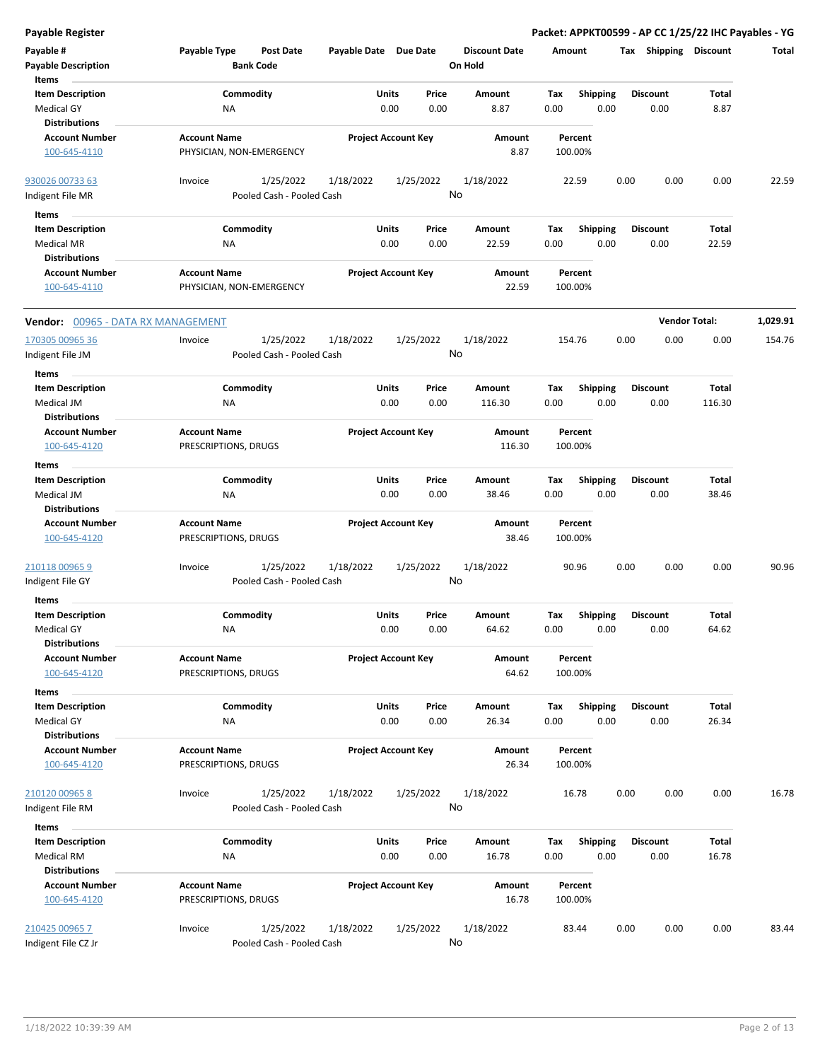**Payable Register** — **Packet: APPKT00599 - AP CC 1/25/22 IHC Payables - YG**

| Payable # / Payable Description | Payable Type | Post Date / Bank Code | Payable Date | Due Date | Discount Date / On Hold | Amount | Tax | Shipping | Discount | Total |
|---|---|---|---|---|---|---|---|---|---|---|

Items

| Item Description | Commodity | Units | Price | Amount | Tax | Shipping | Discount | Total |
|---|---|---|---|---|---|---|---|---|
| Medical GY | NA | 0.00 | 0.00 | 8.87 | 0.00 | 0.00 | 0.00 | 8.87 |

Distributions

| Account Number | Account Name | Project Account Key | Amount | Percent |
|---|---|---|---|---|
| 100-645-4110 | PHYSICIAN, NON-EMERGENCY | | 8.87 | 100.00% |

| Payable # | Payable Type | Post Date | Payable Date | Due Date | Discount Date | Amount | Tax | Shipping | Discount | Total |
|---|---|---|---|---|---|---|---|---|---|---|
| 930026 00733 63 | Invoice | 1/25/2022 | 1/18/2022 | 1/25/2022 | 1/18/2022 | 22.59 | 0.00 | 0.00 | 0.00 | 22.59 |
| Indigent File MR | | Pooled Cash - Pooled Cash | | | No | | | | | |

Items

| Item Description | Commodity | Units | Price | Amount | Tax | Shipping | Discount | Total |
|---|---|---|---|---|---|---|---|---|
| Medical MR | NA | 0.00 | 0.00 | 22.59 | 0.00 | 0.00 | 0.00 | 22.59 |

Distributions

| Account Number | Account Name | Project Account Key | Amount | Percent |
|---|---|---|---|---|
| 100-645-4110 | PHYSICIAN, NON-EMERGENCY | | 22.59 | 100.00% |

**Vendor:** 00965 - DATA RX MANAGEMENT — **Vendor Total: 1,029.91**

| Payable # | Payable Type | Post Date | Payable Date | Due Date | Discount Date | Amount | Tax | Shipping | Discount | Total |
|---|---|---|---|---|---|---|---|---|---|---|
| 170305 00965 36 | Invoice | 1/25/2022 | 1/18/2022 | 1/25/2022 | 1/18/2022 | 154.76 | 0.00 | 0.00 | 0.00 | 154.76 |
| Indigent File JM | | Pooled Cash - Pooled Cash | | | No | | | | | |

Items

| Item Description | Commodity | Units | Price | Amount | Tax | Shipping | Discount | Total |
|---|---|---|---|---|---|---|---|---|
| Medical JM | NA | 0.00 | 0.00 | 116.30 | 0.00 | 0.00 | 0.00 | 116.30 |

Distributions

| Account Number | Account Name | Project Account Key | Amount | Percent |
|---|---|---|---|---|
| 100-645-4120 | PRESCRIPTIONS, DRUGS | | 116.30 | 100.00% |

Items

| Item Description | Commodity | Units | Price | Amount | Tax | Shipping | Discount | Total |
|---|---|---|---|---|---|---|---|---|
| Medical JM | NA | 0.00 | 0.00 | 38.46 | 0.00 | 0.00 | 0.00 | 38.46 |

Distributions

| Account Number | Account Name | Project Account Key | Amount | Percent |
|---|---|---|---|---|
| 100-645-4120 | PRESCRIPTIONS, DRUGS | | 38.46 | 100.00% |

| Payable # | Payable Type | Post Date | Payable Date | Due Date | Discount Date | Amount | Tax | Shipping | Discount | Total |
|---|---|---|---|---|---|---|---|---|---|---|
| 210118 00965 9 | Invoice | 1/25/2022 | 1/18/2022 | 1/25/2022 | 1/18/2022 | 90.96 | 0.00 | 0.00 | 0.00 | 90.96 |
| Indigent File GY | | Pooled Cash - Pooled Cash | | | No | | | | | |

Items

| Item Description | Commodity | Units | Price | Amount | Tax | Shipping | Discount | Total |
|---|---|---|---|---|---|---|---|---|
| Medical GY | NA | 0.00 | 0.00 | 64.62 | 0.00 | 0.00 | 0.00 | 64.62 |

Distributions

| Account Number | Account Name | Project Account Key | Amount | Percent |
|---|---|---|---|---|
| 100-645-4120 | PRESCRIPTIONS, DRUGS | | 64.62 | 100.00% |

Items

| Item Description | Commodity | Units | Price | Amount | Tax | Shipping | Discount | Total |
|---|---|---|---|---|---|---|---|---|
| Medical GY | NA | 0.00 | 0.00 | 26.34 | 0.00 | 0.00 | 0.00 | 26.34 |

Distributions

| Account Number | Account Name | Project Account Key | Amount | Percent |
|---|---|---|---|---|
| 100-645-4120 | PRESCRIPTIONS, DRUGS | | 26.34 | 100.00% |

| Payable # | Payable Type | Post Date | Payable Date | Due Date | Discount Date | Amount | Tax | Shipping | Discount | Total |
|---|---|---|---|---|---|---|---|---|---|---|
| 210120 00965 8 | Invoice | 1/25/2022 | 1/18/2022 | 1/25/2022 | 1/18/2022 | 16.78 | 0.00 | 0.00 | 0.00 | 16.78 |
| Indigent File RM | | Pooled Cash - Pooled Cash | | | No | | | | | |

Items

| Item Description | Commodity | Units | Price | Amount | Tax | Shipping | Discount | Total |
|---|---|---|---|---|---|---|---|---|
| Medical RM | NA | 0.00 | 0.00 | 16.78 | 0.00 | 0.00 | 0.00 | 16.78 |

Distributions

| Account Number | Account Name | Project Account Key | Amount | Percent |
|---|---|---|---|---|
| 100-645-4120 | PRESCRIPTIONS, DRUGS | | 16.78 | 100.00% |

| Payable # | Payable Type | Post Date | Payable Date | Due Date | Discount Date | Amount | Tax | Shipping | Discount | Total |
|---|---|---|---|---|---|---|---|---|---|---|
| 210425 00965 7 | Invoice | 1/25/2022 | 1/18/2022 | 1/25/2022 | 1/18/2022 | 83.44 | 0.00 | 0.00 | 0.00 | 83.44 |
| Indigent File CZ Jr | | Pooled Cash - Pooled Cash | | | No | | | | | |

1/18/2022 10:39:39 AM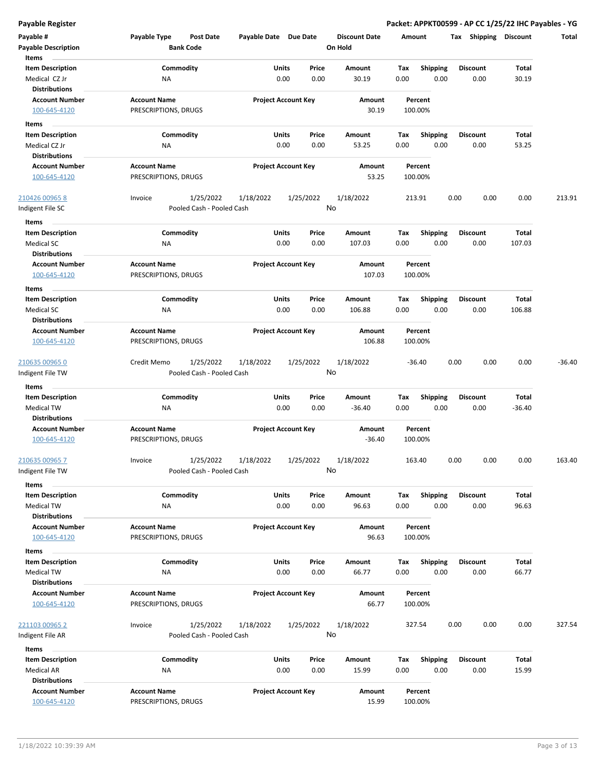**Payable Register** — **Packet: APPKT00599 - AP CC 1/25/22 IHC Payables - YG**

| Payable # / Payable Description | Payable Type | Post Date / Bank Code | Payable Date | Due Date | Discount Date / On Hold | Amount | Tax | Shipping | Discount | Total |
|---|---|---|---|---|---|---|---|---|---|---|

**Items**

| Item Description | Commodity | Units | Price | Amount | Tax | Shipping | Discount | Total |
|---|---|---|---|---|---|---|---|---|
| Medical CZ Jr | NA | 0.00 | 0.00 | 30.19 | 0.00 | 0.00 | 0.00 | 30.19 |

**Distributions**

| Account Number | Account Name | Project Account Key | Amount | Percent |
|---|---|---|---|---|
| 100-645-4120 | PRESCRIPTIONS, DRUGS | | 30.19 | 100.00% |

**Items**

| Item Description | Commodity | Units | Price | Amount | Tax | Shipping | Discount | Total |
|---|---|---|---|---|---|---|---|---|
| Medical CZ Jr | NA | 0.00 | 0.00 | 53.25 | 0.00 | 0.00 | 0.00 | 53.25 |

**Distributions**

| Account Number | Account Name | Project Account Key | Amount | Percent |
|---|---|---|---|---|
| 100-645-4120 | PRESCRIPTIONS, DRUGS | | 53.25 | 100.00% |

| Payable # / Payable Description | Payable Type | Post Date / Bank Code | Payable Date | Due Date | Discount Date / On Hold | Amount | Tax | Shipping | Discount | Total |
|---|---|---|---|---|---|---|---|---|---|---|
| 210426 00965 8 / Indigent File SC | Invoice | 1/25/2022 / Pooled Cash - Pooled Cash | 1/18/2022 | 1/25/2022 | 1/18/2022 / No | 213.91 | 0.00 | 0.00 | 0.00 | 213.91 |

**Items**

| Item Description | Commodity | Units | Price | Amount | Tax | Shipping | Discount | Total |
|---|---|---|---|---|---|---|---|---|
| Medical SC | NA | 0.00 | 0.00 | 107.03 | 0.00 | 0.00 | 0.00 | 107.03 |

**Distributions**

| Account Number | Account Name | Project Account Key | Amount | Percent |
|---|---|---|---|---|
| 100-645-4120 | PRESCRIPTIONS, DRUGS | | 107.03 | 100.00% |

**Items**

| Item Description | Commodity | Units | Price | Amount | Tax | Shipping | Discount | Total |
|---|---|---|---|---|---|---|---|---|
| Medical SC | NA | 0.00 | 0.00 | 106.88 | 0.00 | 0.00 | 0.00 | 106.88 |

**Distributions**

| Account Number | Account Name | Project Account Key | Amount | Percent |
|---|---|---|---|---|
| 100-645-4120 | PRESCRIPTIONS, DRUGS | | 106.88 | 100.00% |

| Payable # / Payable Description | Payable Type | Post Date / Bank Code | Payable Date | Due Date | Discount Date / On Hold | Amount | Tax | Shipping | Discount | Total |
|---|---|---|---|---|---|---|---|---|---|---|
| 210635 00965 0 / Indigent File TW | Credit Memo | 1/25/2022 / Pooled Cash - Pooled Cash | 1/18/2022 | 1/25/2022 | 1/18/2022 / No | -36.40 | 0.00 | 0.00 | 0.00 | -36.40 |

**Items**

| Item Description | Commodity | Units | Price | Amount | Tax | Shipping | Discount | Total |
|---|---|---|---|---|---|---|---|---|
| Medical TW | NA | 0.00 | 0.00 | -36.40 | 0.00 | 0.00 | 0.00 | -36.40 |

**Distributions**

| Account Number | Account Name | Project Account Key | Amount | Percent |
|---|---|---|---|---|
| 100-645-4120 | PRESCRIPTIONS, DRUGS | | -36.40 | 100.00% |

| Payable # / Payable Description | Payable Type | Post Date / Bank Code | Payable Date | Due Date | Discount Date / On Hold | Amount | Tax | Shipping | Discount | Total |
|---|---|---|---|---|---|---|---|---|---|---|
| 210635 00965 7 / Indigent File TW | Invoice | 1/25/2022 / Pooled Cash - Pooled Cash | 1/18/2022 | 1/25/2022 | 1/18/2022 / No | 163.40 | 0.00 | 0.00 | 0.00 | 163.40 |

**Items**

| Item Description | Commodity | Units | Price | Amount | Tax | Shipping | Discount | Total |
|---|---|---|---|---|---|---|---|---|
| Medical TW | NA | 0.00 | 0.00 | 96.63 | 0.00 | 0.00 | 0.00 | 96.63 |

**Distributions**

| Account Number | Account Name | Project Account Key | Amount | Percent |
|---|---|---|---|---|
| 100-645-4120 | PRESCRIPTIONS, DRUGS | | 96.63 | 100.00% |

**Items**

| Item Description | Commodity | Units | Price | Amount | Tax | Shipping | Discount | Total |
|---|---|---|---|---|---|---|---|---|
| Medical TW | NA | 0.00 | 0.00 | 66.77 | 0.00 | 0.00 | 0.00 | 66.77 |

**Distributions**

| Account Number | Account Name | Project Account Key | Amount | Percent |
|---|---|---|---|---|
| 100-645-4120 | PRESCRIPTIONS, DRUGS | | 66.77 | 100.00% |

| Payable # / Payable Description | Payable Type | Post Date / Bank Code | Payable Date | Due Date | Discount Date / On Hold | Amount | Tax | Shipping | Discount | Total |
|---|---|---|---|---|---|---|---|---|---|---|
| 221103 00965 2 / Indigent File AR | Invoice | 1/25/2022 / Pooled Cash - Pooled Cash | 1/18/2022 | 1/25/2022 | 1/18/2022 / No | 327.54 | 0.00 | 0.00 | 0.00 | 327.54 |

**Items**

| Item Description | Commodity | Units | Price | Amount | Tax | Shipping | Discount | Total |
|---|---|---|---|---|---|---|---|---|
| Medical AR | NA | 0.00 | 0.00 | 15.99 | 0.00 | 0.00 | 0.00 | 15.99 |

**Distributions**

| Account Number | Account Name | Project Account Key | Amount | Percent |
|---|---|---|---|---|
| 100-645-4120 | PRESCRIPTIONS, DRUGS | | 15.99 | 100.00% |

1/18/2022 10:39:39 AM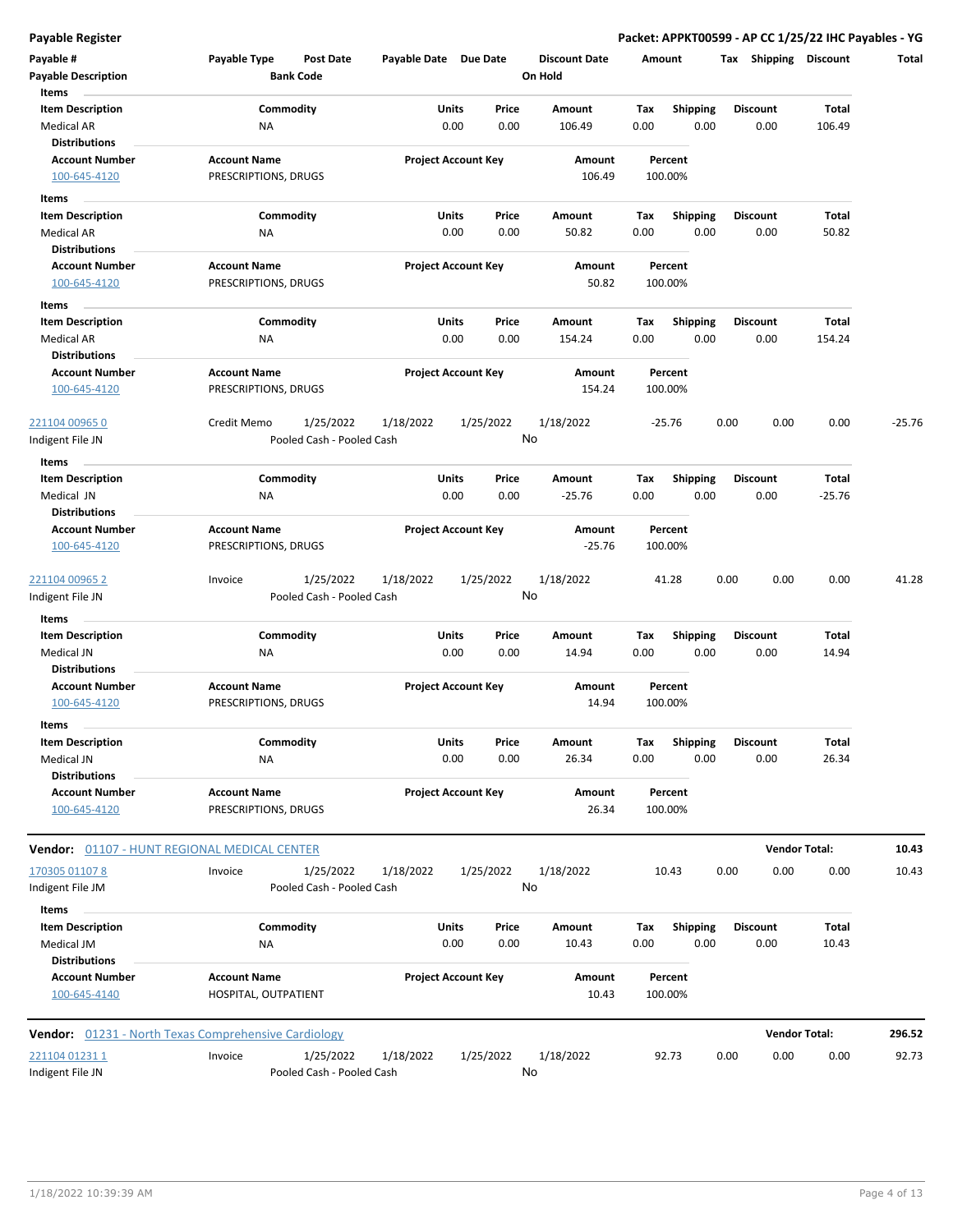| Payable # | Payable Type | Post Date | Payable Date | Due Date | Discount Date | Amount | Tax | Shipping | Discount | Total |
|---|---|---|---|---|---|---|---|---|---|---|
| Payable Description | | Bank Code | | | On Hold | | | | | |

**Items**

| Item Description | Commodity | Units | Price | Amount | Tax | Shipping | Discount | Total |
|---|---|---|---|---|---|---|---|---|
| Medical AR | NA | 0.00 | 0.00 | 106.49 | 0.00 | 0.00 | 0.00 | 106.49 |

**Distributions**

| Account Number | Account Name | Project Account Key | Amount | Percent |
|---|---|---|---|---|
| 100-645-4120 | PRESCRIPTIONS, DRUGS | | 106.49 | 100.00% |

**Items**

| Item Description | Commodity | Units | Price | Amount | Tax | Shipping | Discount | Total |
|---|---|---|---|---|---|---|---|---|
| Medical AR | NA | 0.00 | 0.00 | 50.82 | 0.00 | 0.00 | 0.00 | 50.82 |

**Distributions**

| Account Number | Account Name | Project Account Key | Amount | Percent |
|---|---|---|---|---|
| 100-645-4120 | PRESCRIPTIONS, DRUGS | | 50.82 | 100.00% |

**Items**

| Item Description | Commodity | Units | Price | Amount | Tax | Shipping | Discount | Total |
|---|---|---|---|---|---|---|---|---|
| Medical AR | NA | 0.00 | 0.00 | 154.24 | 0.00 | 0.00 | 0.00 | 154.24 |

**Distributions**

| Account Number | Account Name | Project Account Key | Amount | Percent |
|---|---|---|---|---|
| 100-645-4120 | PRESCRIPTIONS, DRUGS | | 154.24 | 100.00% |

| Payable # | Payable Type | Post Date | Payable Date | Due Date | Discount Date | Amount | Tax | Shipping | Discount | Total |
|---|---|---|---|---|---|---|---|---|---|---|
| 221104 00965 0 | Credit Memo | 1/25/2022 | 1/18/2022 | 1/25/2022 | 1/18/2022 | -25.76 | 0.00 | 0.00 | 0.00 | -25.76 |
| Indigent File JN | | Pooled Cash - Pooled Cash | | | No | | | | | |

**Items**

| Item Description | Commodity | Units | Price | Amount | Tax | Shipping | Discount | Total |
|---|---|---|---|---|---|---|---|---|
| Medical JN | NA | 0.00 | 0.00 | -25.76 | 0.00 | 0.00 | 0.00 | -25.76 |

**Distributions**

| Account Number | Account Name | Project Account Key | Amount | Percent |
|---|---|---|---|---|
| 100-645-4120 | PRESCRIPTIONS, DRUGS | | -25.76 | 100.00% |

| Payable # | Payable Type | Post Date | Payable Date | Due Date | Discount Date | Amount | Tax | Shipping | Discount | Total |
|---|---|---|---|---|---|---|---|---|---|---|
| 221104 00965 2 | Invoice | 1/25/2022 | 1/18/2022 | 1/25/2022 | 1/18/2022 | 41.28 | 0.00 | 0.00 | 0.00 | 41.28 |
| Indigent File JN | | Pooled Cash - Pooled Cash | | | No | | | | | |

**Items**

| Item Description | Commodity | Units | Price | Amount | Tax | Shipping | Discount | Total |
|---|---|---|---|---|---|---|---|---|
| Medical JN | NA | 0.00 | 0.00 | 14.94 | 0.00 | 0.00 | 0.00 | 14.94 |

**Distributions**

| Account Number | Account Name | Project Account Key | Amount | Percent |
|---|---|---|---|---|
| 100-645-4120 | PRESCRIPTIONS, DRUGS | | 14.94 | 100.00% |

**Items**

| Item Description | Commodity | Units | Price | Amount | Tax | Shipping | Discount | Total |
|---|---|---|---|---|---|---|---|---|
| Medical JN | NA | 0.00 | 0.00 | 26.34 | 0.00 | 0.00 | 0.00 | 26.34 |

**Distributions**

| Account Number | Account Name | Project Account Key | Amount | Percent |
|---|---|---|---|---|
| 100-645-4120 | PRESCRIPTIONS, DRUGS | | 26.34 | 100.00% |

**Vendor: 01107 - HUNT REGIONAL MEDICAL CENTER** — **Vendor Total: 10.43**

| Payable # | Payable Type | Post Date | Payable Date | Due Date | Discount Date | Amount | Tax | Shipping | Discount | Total |
|---|---|---|---|---|---|---|---|---|---|---|
| 170305 01107 8 | Invoice | 1/25/2022 | 1/18/2022 | 1/25/2022 | 1/18/2022 | 10.43 | 0.00 | 0.00 | 0.00 | 10.43 |
| Indigent File JM | | Pooled Cash - Pooled Cash | | | No | | | | | |

**Items**

| Item Description | Commodity | Units | Price | Amount | Tax | Shipping | Discount | Total |
|---|---|---|---|---|---|---|---|---|
| Medical JM | NA | 0.00 | 0.00 | 10.43 | 0.00 | 0.00 | 0.00 | 10.43 |

**Distributions**

| Account Number | Account Name | Project Account Key | Amount | Percent |
|---|---|---|---|---|
| 100-645-4140 | HOSPITAL, OUTPATIENT | | 10.43 | 100.00% |

**Vendor: 01231 - North Texas Comprehensive Cardiology** — **Vendor Total: 296.52**

| Payable # | Payable Type | Post Date | Payable Date | Due Date | Discount Date | Amount | Tax | Shipping | Discount | Total |
|---|---|---|---|---|---|---|---|---|---|---|
| 221104 01231 1 | Invoice | 1/25/2022 | 1/18/2022 | 1/25/2022 | 1/18/2022 | 92.73 | 0.00 | 0.00 | 0.00 | 92.73 |
| Indigent File JN | | Pooled Cash - Pooled Cash | | | No | | | | | |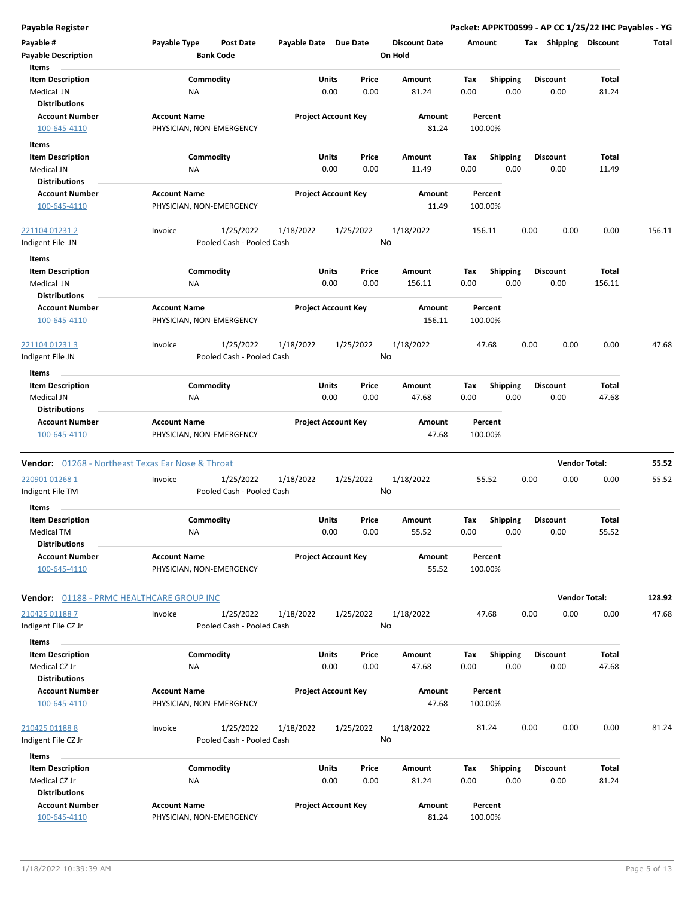| Payable # | Payable Type | Post Date | Payable Date | Due Date | Discount Date | Amount | Tax | Shipping | Discount | Total |
|---|---|---|---|---|---|---|---|---|---|---|
| Payable Description | | Bank Code | | | On Hold | | | | | |

**Items**

| Item Description | Commodity | Units | Price | Amount | Tax | Shipping | Discount | Total |
|---|---|---|---|---|---|---|---|---|
| Medical JN | NA | 0.00 | 0.00 | 81.24 | 0.00 | 0.00 | 0.00 | 81.24 |

**Distributions**

| Account Number | Account Name | Project Account Key | Amount | Percent |
|---|---|---|---|---|
| 100-645-4110 | PHYSICIAN, NON-EMERGENCY | | 81.24 | 100.00% |

**Items**

| Item Description | Commodity | Units | Price | Amount | Tax | Shipping | Discount | Total |
|---|---|---|---|---|---|---|---|---|
| Medical JN | NA | 0.00 | 0.00 | 11.49 | 0.00 | 0.00 | 0.00 | 11.49 |

**Distributions**

| Account Number | Account Name | Project Account Key | Amount | Percent |
|---|---|---|---|---|
| 100-645-4110 | PHYSICIAN, NON-EMERGENCY | | 11.49 | 100.00% |

| Payable # | Payable Type | Post Date | Payable Date | Due Date | Discount Date | Amount | Tax | Shipping | Discount | Total |
|---|---|---|---|---|---|---|---|---|---|---|
| 221104 01231 2 | Invoice | 1/25/2022 | 1/18/2022 | 1/25/2022 | 1/18/2022 | 156.11 | 0.00 | 0.00 | 0.00 | 156.11 |
| Indigent File JN | | Pooled Cash - Pooled Cash | | | No | | | | | |

**Items**

| Item Description | Commodity | Units | Price | Amount | Tax | Shipping | Discount | Total |
|---|---|---|---|---|---|---|---|---|
| Medical JN | NA | 0.00 | 0.00 | 156.11 | 0.00 | 0.00 | 0.00 | 156.11 |

**Distributions**

| Account Number | Account Name | Project Account Key | Amount | Percent |
|---|---|---|---|---|
| 100-645-4110 | PHYSICIAN, NON-EMERGENCY | | 156.11 | 100.00% |

| Payable # | Payable Type | Post Date | Payable Date | Due Date | Discount Date | Amount | Tax | Shipping | Discount | Total |
|---|---|---|---|---|---|---|---|---|---|---|
| 221104 01231 3 | Invoice | 1/25/2022 | 1/18/2022 | 1/25/2022 | 1/18/2022 | 47.68 | 0.00 | 0.00 | 0.00 | 47.68 |
| Indigent File JN | | Pooled Cash - Pooled Cash | | | No | | | | | |

**Items**

| Item Description | Commodity | Units | Price | Amount | Tax | Shipping | Discount | Total |
|---|---|---|---|---|---|---|---|---|
| Medical JN | NA | 0.00 | 0.00 | 47.68 | 0.00 | 0.00 | 0.00 | 47.68 |

**Distributions**

| Account Number | Account Name | Project Account Key | Amount | Percent |
|---|---|---|---|---|
| 100-645-4110 | PHYSICIAN, NON-EMERGENCY | | 47.68 | 100.00% |

**Vendor:** 01268 - Northeast Texas Ear Nose & Throat — **Vendor Total:** 55.52

| Payable # | Payable Type | Post Date | Payable Date | Due Date | Discount Date | Amount | Tax | Shipping | Discount | Total |
|---|---|---|---|---|---|---|---|---|---|---|
| 220901 01268 1 | Invoice | 1/25/2022 | 1/18/2022 | 1/25/2022 | 1/18/2022 | 55.52 | 0.00 | 0.00 | 0.00 | 55.52 |
| Indigent File TM | | Pooled Cash - Pooled Cash | | | No | | | | | |

**Items**

| Item Description | Commodity | Units | Price | Amount | Tax | Shipping | Discount | Total |
|---|---|---|---|---|---|---|---|---|
| Medical TM | NA | 0.00 | 0.00 | 55.52 | 0.00 | 0.00 | 0.00 | 55.52 |

**Distributions**

| Account Number | Account Name | Project Account Key | Amount | Percent |
|---|---|---|---|---|
| 100-645-4110 | PHYSICIAN, NON-EMERGENCY | | 55.52 | 100.00% |

**Vendor:** 01188 - PRMC HEALTHCARE GROUP INC — **Vendor Total:** 128.92

| Payable # | Payable Type | Post Date | Payable Date | Due Date | Discount Date | Amount | Tax | Shipping | Discount | Total |
|---|---|---|---|---|---|---|---|---|---|---|
| 210425 01188 7 | Invoice | 1/25/2022 | 1/18/2022 | 1/25/2022 | 1/18/2022 | 47.68 | 0.00 | 0.00 | 0.00 | 47.68 |
| Indigent File CZ Jr | | Pooled Cash - Pooled Cash | | | No | | | | | |

**Items**

| Item Description | Commodity | Units | Price | Amount | Tax | Shipping | Discount | Total |
|---|---|---|---|---|---|---|---|---|
| Medical CZ Jr | NA | 0.00 | 0.00 | 47.68 | 0.00 | 0.00 | 0.00 | 47.68 |

**Distributions**

| Account Number | Account Name | Project Account Key | Amount | Percent |
|---|---|---|---|---|
| 100-645-4110 | PHYSICIAN, NON-EMERGENCY | | 47.68 | 100.00% |

| Payable # | Payable Type | Post Date | Payable Date | Due Date | Discount Date | Amount | Tax | Shipping | Discount | Total |
|---|---|---|---|---|---|---|---|---|---|---|
| 210425 01188 8 | Invoice | 1/25/2022 | 1/18/2022 | 1/25/2022 | 1/18/2022 | 81.24 | 0.00 | 0.00 | 0.00 | 81.24 |
| Indigent File CZ Jr | | Pooled Cash - Pooled Cash | | | No | | | | | |

**Items**

| Item Description | Commodity | Units | Price | Amount | Tax | Shipping | Discount | Total |
|---|---|---|---|---|---|---|---|---|
| Medical CZ Jr | NA | 0.00 | 0.00 | 81.24 | 0.00 | 0.00 | 0.00 | 81.24 |

**Distributions**

| Account Number | Account Name | Project Account Key | Amount | Percent |
|---|---|---|---|---|
| 100-645-4110 | PHYSICIAN, NON-EMERGENCY | | 81.24 | 100.00% |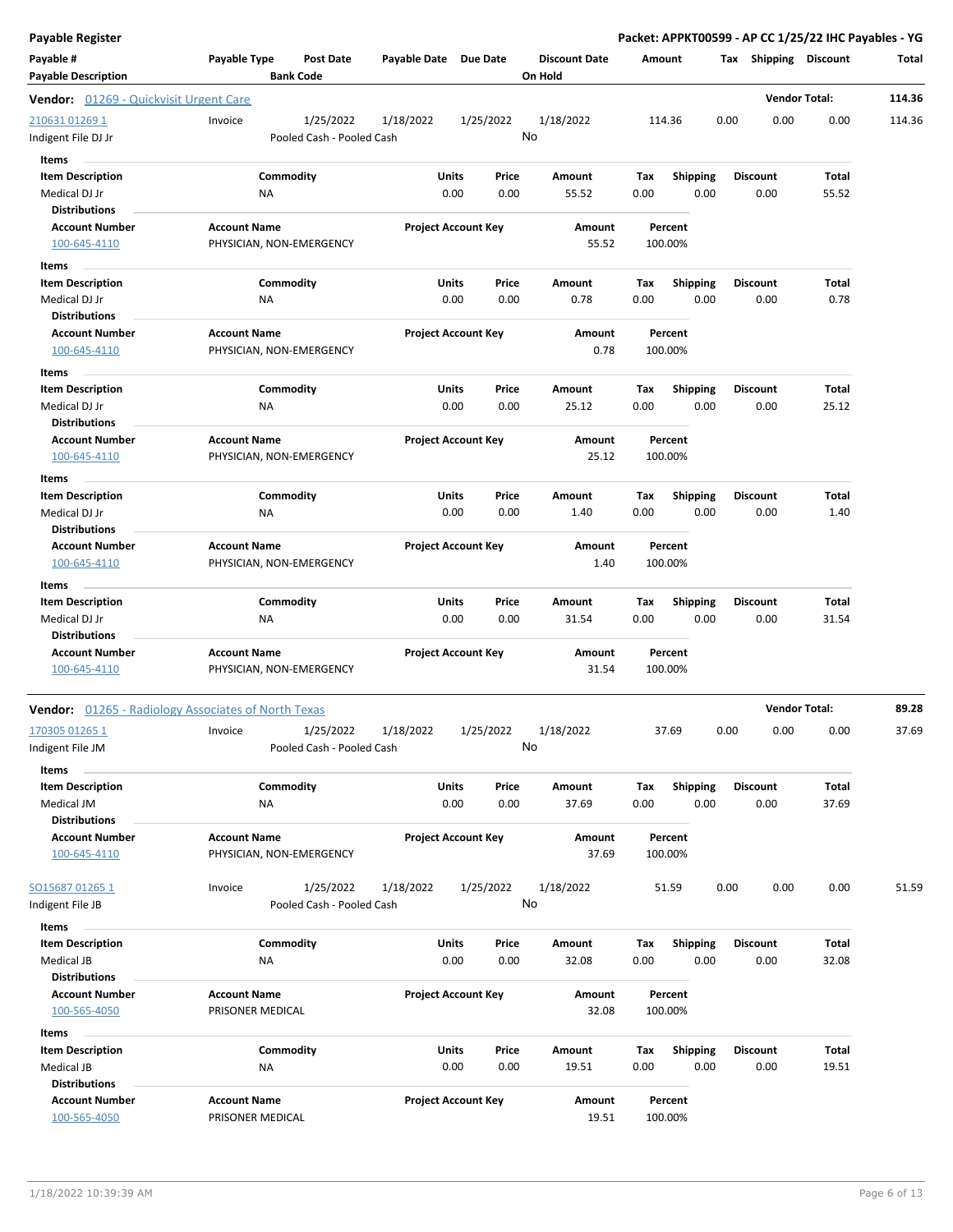**Payable Register** | **Packet: APPKT00599 - AP CC 1/25/22 IHC Payables - YG**

| Payable # / Payable Description | Payable Type | Post Date / Bank Code | Payable Date | Due Date | Discount Date / On Hold | Amount | Tax | Shipping | Discount | Total |
|---|---|---|---|---|---|---|---|---|---|---|

**Vendor: 01269 - Quickvisit Urgent Care** — **Vendor Total: 114.36**

| Payable # | Payable Type | Post Date | Payable Date | Due Date | Discount Date | Amount | Tax | Shipping | Discount | Total |
|---|---|---|---|---|---|---|---|---|---|---|
| 210631 01269 1 | Invoice | 1/25/2022 | 1/18/2022 | 1/25/2022 | 1/18/2022 | 114.36 | 0.00 | 0.00 | 0.00 | 114.36 |
| Indigent File DJ Jr | | Pooled Cash - Pooled Cash | | | No | | | | | |

**Items**

| Item Description | Commodity | Units | Price | Amount | Tax | Shipping | Discount | Total |
|---|---|---|---|---|---|---|---|---|
| Medical DJ Jr | NA | 0.00 | 0.00 | 55.52 | 0.00 | 0.00 | 0.00 | 55.52 |

**Distributions**

| Account Number | Account Name | Project Account Key | Amount | Percent |
|---|---|---|---|---|
| 100-645-4110 | PHYSICIAN, NON-EMERGENCY | | 55.52 | 100.00% |

**Items**

| Item Description | Commodity | Units | Price | Amount | Tax | Shipping | Discount | Total |
|---|---|---|---|---|---|---|---|---|
| Medical DJ Jr | NA | 0.00 | 0.00 | 0.78 | 0.00 | 0.00 | 0.00 | 0.78 |

**Distributions**

| Account Number | Account Name | Project Account Key | Amount | Percent |
|---|---|---|---|---|
| 100-645-4110 | PHYSICIAN, NON-EMERGENCY | | 0.78 | 100.00% |

**Items**

| Item Description | Commodity | Units | Price | Amount | Tax | Shipping | Discount | Total |
|---|---|---|---|---|---|---|---|---|
| Medical DJ Jr | NA | 0.00 | 0.00 | 25.12 | 0.00 | 0.00 | 0.00 | 25.12 |

**Distributions**

| Account Number | Account Name | Project Account Key | Amount | Percent |
|---|---|---|---|---|
| 100-645-4110 | PHYSICIAN, NON-EMERGENCY | | 25.12 | 100.00% |

**Items**

| Item Description | Commodity | Units | Price | Amount | Tax | Shipping | Discount | Total |
|---|---|---|---|---|---|---|---|---|
| Medical DJ Jr | NA | 0.00 | 0.00 | 1.40 | 0.00 | 0.00 | 0.00 | 1.40 |

**Distributions**

| Account Number | Account Name | Project Account Key | Amount | Percent |
|---|---|---|---|---|
| 100-645-4110 | PHYSICIAN, NON-EMERGENCY | | 1.40 | 100.00% |

**Items**

| Item Description | Commodity | Units | Price | Amount | Tax | Shipping | Discount | Total |
|---|---|---|---|---|---|---|---|---|
| Medical DJ Jr | NA | 0.00 | 0.00 | 31.54 | 0.00 | 0.00 | 0.00 | 31.54 |

**Distributions**

| Account Number | Account Name | Project Account Key | Amount | Percent |
|---|---|---|---|---|
| 100-645-4110 | PHYSICIAN, NON-EMERGENCY | | 31.54 | 100.00% |

**Vendor: 01265 - Radiology Associates of North Texas** — **Vendor Total: 89.28**

| Payable # | Payable Type | Post Date | Payable Date | Due Date | Discount Date | Amount | Tax | Shipping | Discount | Total |
|---|---|---|---|---|---|---|---|---|---|---|
| 170305 01265 1 | Invoice | 1/25/2022 | 1/18/2022 | 1/25/2022 | 1/18/2022 | 37.69 | 0.00 | 0.00 | 0.00 | 37.69 |
| Indigent File JM | | Pooled Cash - Pooled Cash | | | No | | | | | |

**Items**

| Item Description | Commodity | Units | Price | Amount | Tax | Shipping | Discount | Total |
|---|---|---|---|---|---|---|---|---|
| Medical JM | NA | 0.00 | 0.00 | 37.69 | 0.00 | 0.00 | 0.00 | 37.69 |

**Distributions**

| Account Number | Account Name | Project Account Key | Amount | Percent |
|---|---|---|---|---|
| 100-645-4110 | PHYSICIAN, NON-EMERGENCY | | 37.69 | 100.00% |

| Payable # | Payable Type | Post Date | Payable Date | Due Date | Discount Date | Amount | Tax | Shipping | Discount | Total |
|---|---|---|---|---|---|---|---|---|---|---|
| SO15687 01265 1 | Invoice | 1/25/2022 | 1/18/2022 | 1/25/2022 | 1/18/2022 | 51.59 | 0.00 | 0.00 | 0.00 | 51.59 |
| Indigent File JB | | Pooled Cash - Pooled Cash | | | No | | | | | |

**Items**

| Item Description | Commodity | Units | Price | Amount | Tax | Shipping | Discount | Total |
|---|---|---|---|---|---|---|---|---|
| Medical JB | NA | 0.00 | 0.00 | 32.08 | 0.00 | 0.00 | 0.00 | 32.08 |

**Distributions**

| Account Number | Account Name | Project Account Key | Amount | Percent |
|---|---|---|---|---|
| 100-565-4050 | PRISONER MEDICAL | | 32.08 | 100.00% |

**Items**

| Item Description | Commodity | Units | Price | Amount | Tax | Shipping | Discount | Total |
|---|---|---|---|---|---|---|---|---|
| Medical JB | NA | 0.00 | 0.00 | 19.51 | 0.00 | 0.00 | 0.00 | 19.51 |

**Distributions**

| Account Number | Account Name | Project Account Key | Amount | Percent |
|---|---|---|---|---|
| 100-565-4050 | PRISONER MEDICAL | | 19.51 | 100.00% |

1/18/2022 10:39:39 AM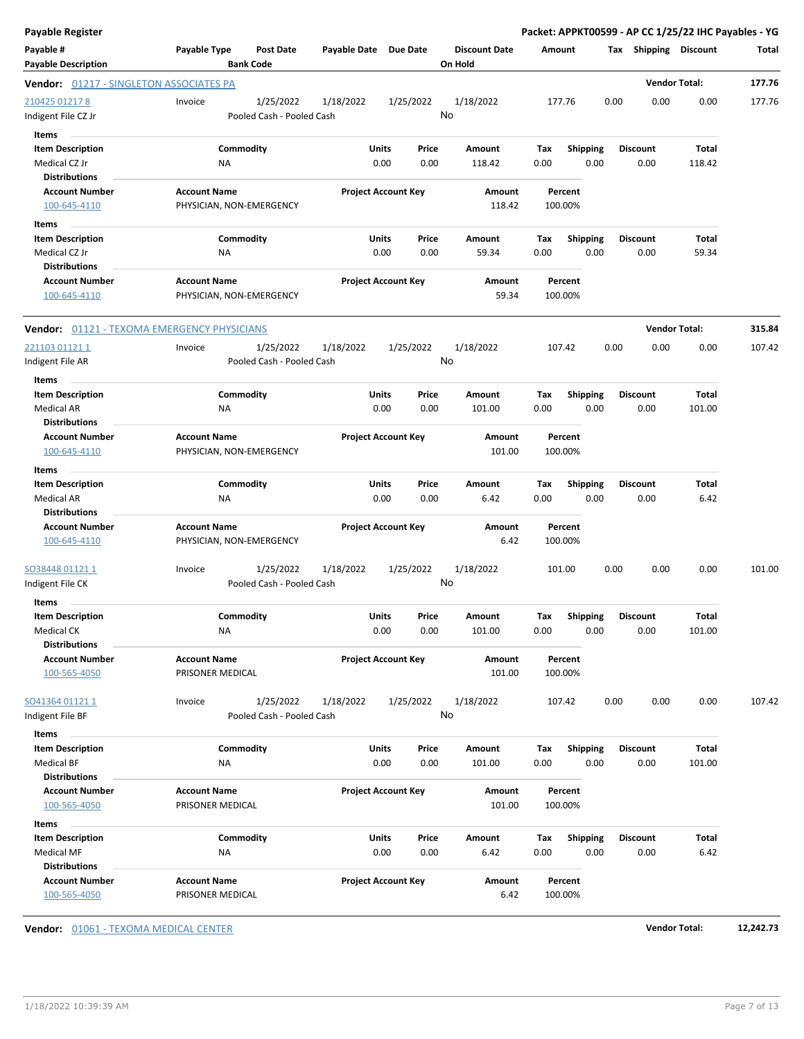**Payable Register** — **Packet: APPKT00599 - AP CC 1/25/22 IHC Payables - YG**

| Payable # / Payable Description | Payable Type | Post Date / Bank Code | Payable Date | Due Date | Discount Date / On Hold | Amount | Tax | Shipping | Discount | Total |
|---|---|---|---|---|---|---|---|---|---|---|

**Vendor: 01217 - SINGLETON ASSOCIATES PA** — Vendor Total: **177.76**

| Payable # | Payable Type | Post Date | Payable Date | Due Date | Discount Date | Amount | Tax | Shipping | Discount | Total |
|---|---|---|---|---|---|---|---|---|---|---|
| 210425 01217 8 | Invoice | 1/25/2022 | 1/18/2022 | 1/25/2022 | 1/18/2022 | 177.76 | 0.00 | 0.00 | 0.00 | 177.76 |
| Indigent File CZ Jr | | Pooled Cash - Pooled Cash | | | No | | | | | |

Items

| Item Description | Commodity | Units | Price | Amount | Tax | Shipping | Discount | Total |
|---|---|---|---|---|---|---|---|---|
| Medical CZ Jr | NA | 0.00 | 0.00 | 118.42 | 0.00 | 0.00 | 0.00 | 118.42 |

Distributions

| Account Number | Account Name | Project Account Key | Amount | Percent |
|---|---|---|---|---|
| 100-645-4110 | PHYSICIAN, NON-EMERGENCY | | 118.42 | 100.00% |

Items

| Item Description | Commodity | Units | Price | Amount | Tax | Shipping | Discount | Total |
|---|---|---|---|---|---|---|---|---|
| Medical CZ Jr | NA | 0.00 | 0.00 | 59.34 | 0.00 | 0.00 | 0.00 | 59.34 |

Distributions

| Account Number | Account Name | Project Account Key | Amount | Percent |
|---|---|---|---|---|
| 100-645-4110 | PHYSICIAN, NON-EMERGENCY | | 59.34 | 100.00% |

**Vendor: 01121 - TEXOMA EMERGENCY PHYSICIANS** — Vendor Total: **315.84**

| Payable # | Payable Type | Post Date | Payable Date | Due Date | Discount Date | Amount | Tax | Shipping | Discount | Total |
|---|---|---|---|---|---|---|---|---|---|---|
| 221103 01121 1 | Invoice | 1/25/2022 | 1/18/2022 | 1/25/2022 | 1/18/2022 | 107.42 | 0.00 | 0.00 | 0.00 | 107.42 |
| Indigent File AR | | Pooled Cash - Pooled Cash | | | No | | | | | |

Items

| Item Description | Commodity | Units | Price | Amount | Tax | Shipping | Discount | Total |
|---|---|---|---|---|---|---|---|---|
| Medical AR | NA | 0.00 | 0.00 | 101.00 | 0.00 | 0.00 | 0.00 | 101.00 |

Distributions

| Account Number | Account Name | Project Account Key | Amount | Percent |
|---|---|---|---|---|
| 100-645-4110 | PHYSICIAN, NON-EMERGENCY | | 101.00 | 100.00% |

Items

| Item Description | Commodity | Units | Price | Amount | Tax | Shipping | Discount | Total |
|---|---|---|---|---|---|---|---|---|
| Medical AR | NA | 0.00 | 0.00 | 6.42 | 0.00 | 0.00 | 0.00 | 6.42 |

Distributions

| Account Number | Account Name | Project Account Key | Amount | Percent |
|---|---|---|---|---|
| 100-645-4110 | PHYSICIAN, NON-EMERGENCY | | 6.42 | 100.00% |

| Payable # | Payable Type | Post Date | Payable Date | Due Date | Discount Date | Amount | Tax | Shipping | Discount | Total |
|---|---|---|---|---|---|---|---|---|---|---|
| SO38448 01121 1 | Invoice | 1/25/2022 | 1/18/2022 | 1/25/2022 | 1/18/2022 | 101.00 | 0.00 | 0.00 | 0.00 | 101.00 |
| Indigent File CK | | Pooled Cash - Pooled Cash | | | No | | | | | |

Items

| Item Description | Commodity | Units | Price | Amount | Tax | Shipping | Discount | Total |
|---|---|---|---|---|---|---|---|---|
| Medical CK | NA | 0.00 | 0.00 | 101.00 | 0.00 | 0.00 | 0.00 | 101.00 |

Distributions

| Account Number | Account Name | Project Account Key | Amount | Percent |
|---|---|---|---|---|
| 100-565-4050 | PRISONER MEDICAL | | 101.00 | 100.00% |

| Payable # | Payable Type | Post Date | Payable Date | Due Date | Discount Date | Amount | Tax | Shipping | Discount | Total |
|---|---|---|---|---|---|---|---|---|---|---|
| SO41364 01121 1 | Invoice | 1/25/2022 | 1/18/2022 | 1/25/2022 | 1/18/2022 | 107.42 | 0.00 | 0.00 | 0.00 | 107.42 |
| Indigent File BF | | Pooled Cash - Pooled Cash | | | No | | | | | |

Items

| Item Description | Commodity | Units | Price | Amount | Tax | Shipping | Discount | Total |
|---|---|---|---|---|---|---|---|---|
| Medical BF | NA | 0.00 | 0.00 | 101.00 | 0.00 | 0.00 | 0.00 | 101.00 |

Distributions

| Account Number | Account Name | Project Account Key | Amount | Percent |
|---|---|---|---|---|
| 100-565-4050 | PRISONER MEDICAL | | 101.00 | 100.00% |

Items

| Item Description | Commodity | Units | Price | Amount | Tax | Shipping | Discount | Total |
|---|---|---|---|---|---|---|---|---|
| Medical MF | NA | 0.00 | 0.00 | 6.42 | 0.00 | 0.00 | 0.00 | 6.42 |

Distributions

| Account Number | Account Name | Project Account Key | Amount | Percent |
|---|---|---|---|---|
| 100-565-4050 | PRISONER MEDICAL | | 6.42 | 100.00% |

**Vendor: 01061 - TEXOMA MEDICAL CENTER** — Vendor Total: **12,242.73**

1/18/2022 10:39:39 AM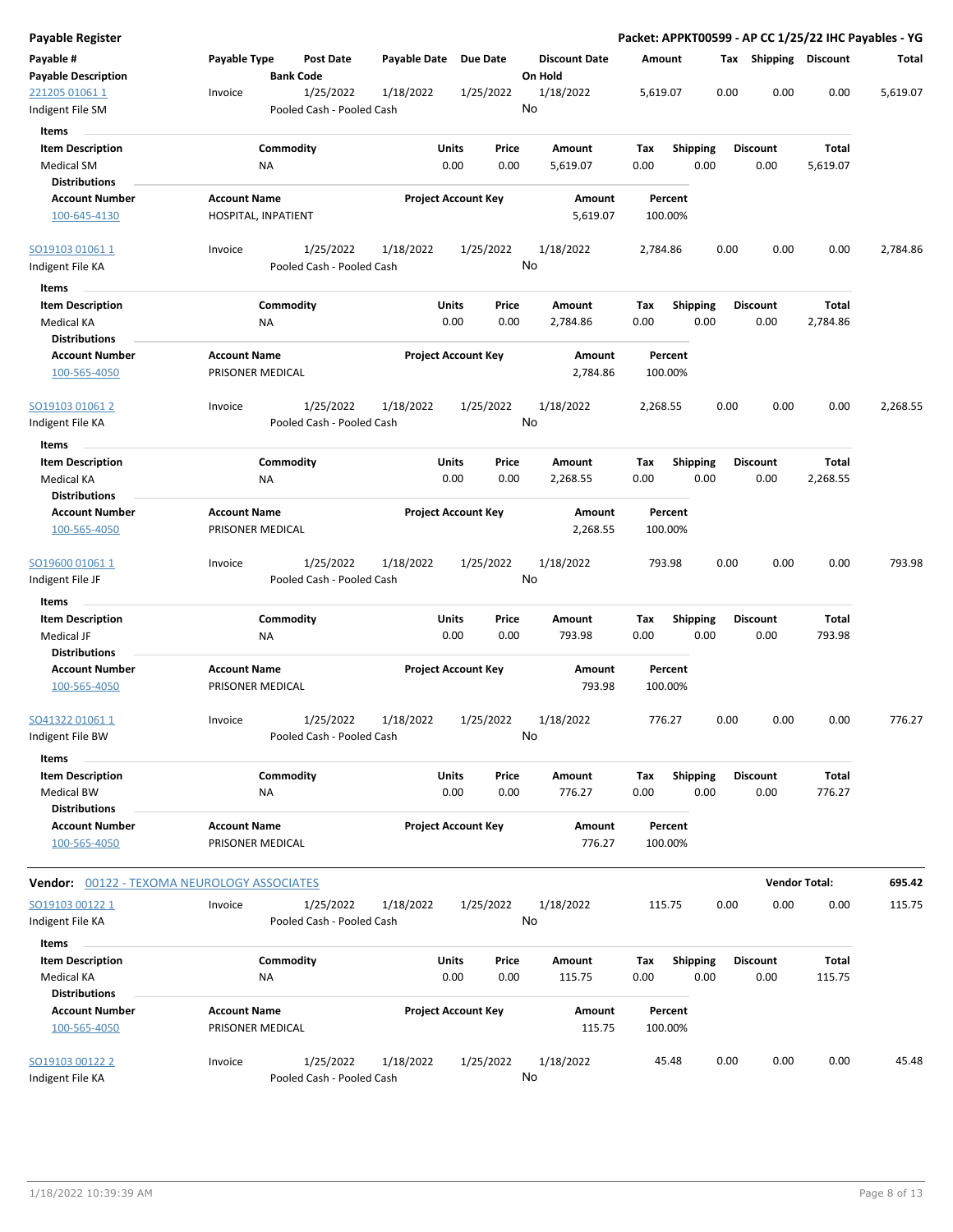**Payable Register** — **Packet: APPKT00599 - AP CC 1/25/22 IHC Payables - YG**

| Payable # / Payable Description | Payable Type | Post Date / Bank Code | Payable Date | Due Date | Discount Date / On Hold | Amount | Tax | Shipping | Discount | Total |
|---|---|---|---|---|---|---|---|---|---|---|
| 221205 01061 1 / Indigent File SM | Invoice | 1/25/2022 / Pooled Cash - Pooled Cash | 1/18/2022 | 1/25/2022 | 1/18/2022 / No | 5,619.07 | 0.00 | 0.00 | 0.00 | 5,619.07 |

Items

| Item Description | Commodity | Units | Price | Amount | Tax | Shipping | Discount | Total |
|---|---|---|---|---|---|---|---|---|
| Medical SM | NA | 0.00 | 0.00 | 5,619.07 | 0.00 | 0.00 | 0.00 | 5,619.07 |

Distributions

| Account Number | Account Name | Project Account Key | Amount | Percent |
|---|---|---|---|---|
| 100-645-4130 | HOSPITAL, INPATIENT | | 5,619.07 | 100.00% |

| Payable # / Payable Description | Payable Type | Post Date / Bank Code | Payable Date | Due Date | Discount Date / On Hold | Amount | Tax | Shipping | Discount | Total |
|---|---|---|---|---|---|---|---|---|---|---|
| SO19103 01061 1 / Indigent File KA | Invoice | 1/25/2022 / Pooled Cash - Pooled Cash | 1/18/2022 | 1/25/2022 | 1/18/2022 / No | 2,784.86 | 0.00 | 0.00 | 0.00 | 2,784.86 |

Items

| Item Description | Commodity | Units | Price | Amount | Tax | Shipping | Discount | Total |
|---|---|---|---|---|---|---|---|---|
| Medical KA | NA | 0.00 | 0.00 | 2,784.86 | 0.00 | 0.00 | 0.00 | 2,784.86 |

Distributions

| Account Number | Account Name | Project Account Key | Amount | Percent |
|---|---|---|---|---|
| 100-565-4050 | PRISONER MEDICAL | | 2,784.86 | 100.00% |

| Payable # / Payable Description | Payable Type | Post Date / Bank Code | Payable Date | Due Date | Discount Date / On Hold | Amount | Tax | Shipping | Discount | Total |
|---|---|---|---|---|---|---|---|---|---|---|
| SO19103 01061 2 / Indigent File KA | Invoice | 1/25/2022 / Pooled Cash - Pooled Cash | 1/18/2022 | 1/25/2022 | 1/18/2022 / No | 2,268.55 | 0.00 | 0.00 | 0.00 | 2,268.55 |

Items

| Item Description | Commodity | Units | Price | Amount | Tax | Shipping | Discount | Total |
|---|---|---|---|---|---|---|---|---|
| Medical KA | NA | 0.00 | 0.00 | 2,268.55 | 0.00 | 0.00 | 0.00 | 2,268.55 |

Distributions

| Account Number | Account Name | Project Account Key | Amount | Percent |
|---|---|---|---|---|
| 100-565-4050 | PRISONER MEDICAL | | 2,268.55 | 100.00% |

| Payable # / Payable Description | Payable Type | Post Date / Bank Code | Payable Date | Due Date | Discount Date / On Hold | Amount | Tax | Shipping | Discount | Total |
|---|---|---|---|---|---|---|---|---|---|---|
| SO19600 01061 1 / Indigent File JF | Invoice | 1/25/2022 / Pooled Cash - Pooled Cash | 1/18/2022 | 1/25/2022 | 1/18/2022 / No | 793.98 | 0.00 | 0.00 | 0.00 | 793.98 |

Items

| Item Description | Commodity | Units | Price | Amount | Tax | Shipping | Discount | Total |
|---|---|---|---|---|---|---|---|---|
| Medical JF | NA | 0.00 | 0.00 | 793.98 | 0.00 | 0.00 | 0.00 | 793.98 |

Distributions

| Account Number | Account Name | Project Account Key | Amount | Percent |
|---|---|---|---|---|
| 100-565-4050 | PRISONER MEDICAL | | 793.98 | 100.00% |

| Payable # / Payable Description | Payable Type | Post Date / Bank Code | Payable Date | Due Date | Discount Date / On Hold | Amount | Tax | Shipping | Discount | Total |
|---|---|---|---|---|---|---|---|---|---|---|
| SO41322 01061 1 / Indigent File BW | Invoice | 1/25/2022 / Pooled Cash - Pooled Cash | 1/18/2022 | 1/25/2022 | 1/18/2022 / No | 776.27 | 0.00 | 0.00 | 0.00 | 776.27 |

Items

| Item Description | Commodity | Units | Price | Amount | Tax | Shipping | Discount | Total |
|---|---|---|---|---|---|---|---|---|
| Medical BW | NA | 0.00 | 0.00 | 776.27 | 0.00 | 0.00 | 0.00 | 776.27 |

Distributions

| Account Number | Account Name | Project Account Key | Amount | Percent |
|---|---|---|---|---|
| 100-565-4050 | PRISONER MEDICAL | | 776.27 | 100.00% |

**Vendor:** 00122 - TEXOMA NEUROLOGY ASSOCIATES — **Vendor Total: 695.42**

| Payable # / Payable Description | Payable Type | Post Date / Bank Code | Payable Date | Due Date | Discount Date / On Hold | Amount | Tax | Shipping | Discount | Total |
|---|---|---|---|---|---|---|---|---|---|---|
| SO19103 00122 1 / Indigent File KA | Invoice | 1/25/2022 / Pooled Cash - Pooled Cash | 1/18/2022 | 1/25/2022 | 1/18/2022 / No | 115.75 | 0.00 | 0.00 | 0.00 | 115.75 |

Items

| Item Description | Commodity | Units | Price | Amount | Tax | Shipping | Discount | Total |
|---|---|---|---|---|---|---|---|---|
| Medical KA | NA | 0.00 | 0.00 | 115.75 | 0.00 | 0.00 | 0.00 | 115.75 |

Distributions

| Account Number | Account Name | Project Account Key | Amount | Percent |
|---|---|---|---|---|
| 100-565-4050 | PRISONER MEDICAL | | 115.75 | 100.00% |

| Payable # / Payable Description | Payable Type | Post Date / Bank Code | Payable Date | Due Date | Discount Date / On Hold | Amount | Tax | Shipping | Discount | Total |
|---|---|---|---|---|---|---|---|---|---|---|
| SO19103 00122 2 / Indigent File KA | Invoice | 1/25/2022 / Pooled Cash - Pooled Cash | 1/18/2022 | 1/25/2022 | 1/18/2022 / No | 45.48 | 0.00 | 0.00 | 0.00 | 45.48 |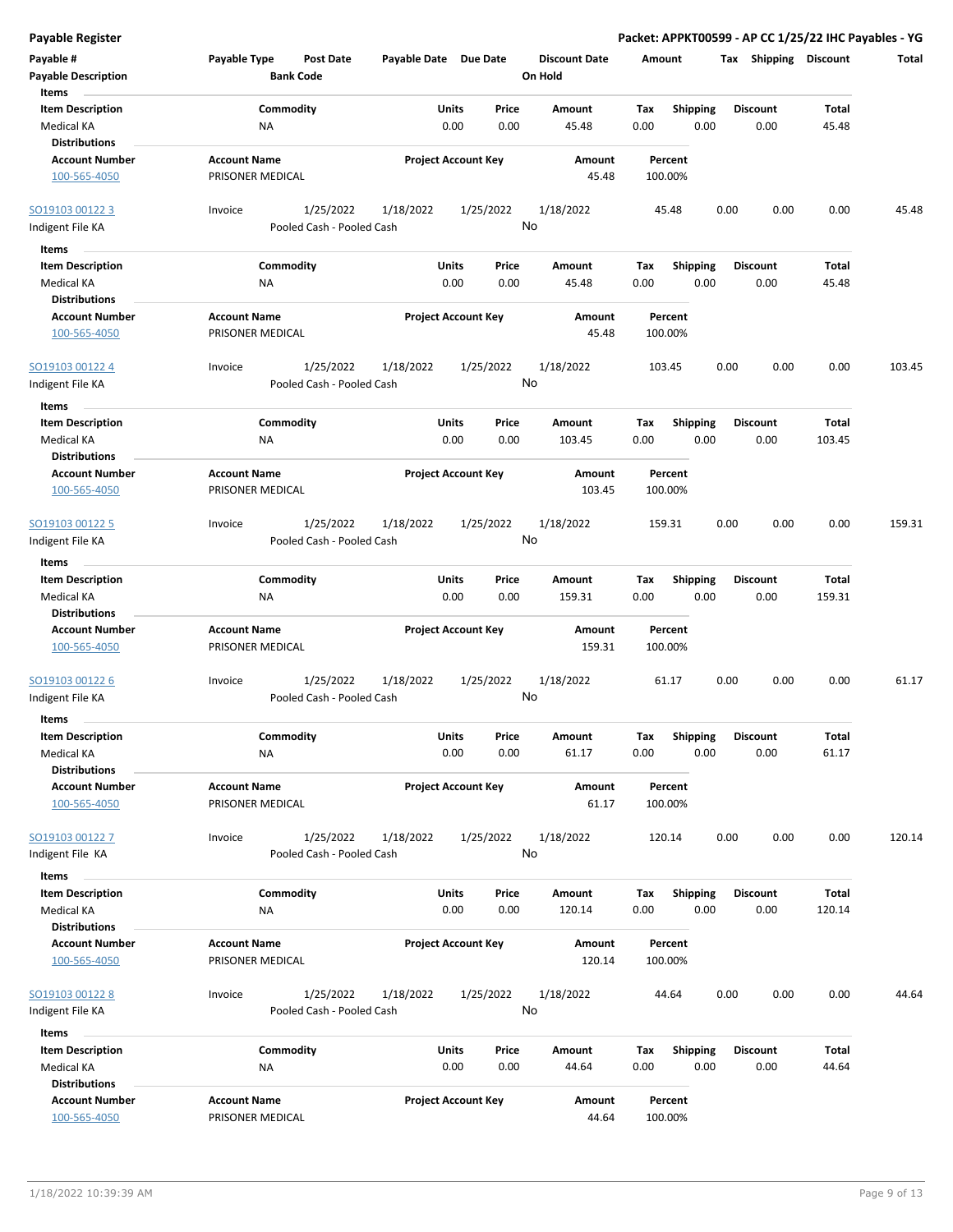Payable Register

Packet: APPKT00599 - AP CC 1/25/22 IHC Payables - YG

| Payable # | Payable Type | Post Date | Payable Date | Due Date | Discount Date | Amount | Tax | Shipping | Discount | Total |
|---|---|---|---|---|---|---|---|---|---|---|
| Payable Description | | Bank Code | | | On Hold | | | | | |

**Items**

| Item Description | Commodity | Units | Price | Amount | Tax | Shipping | Discount | Total |
|---|---|---|---|---|---|---|---|---|
| Medical KA | NA | 0.00 | 0.00 | 45.48 | 0.00 | 0.00 | 0.00 | 45.48 |

**Distributions**

| Account Number | Account Name | Project Account Key | Amount | Percent |
|---|---|---|---|---|
| 100-565-4050 | PRISONER MEDICAL | | 45.48 | 100.00% |

| Payable # | Payable Type | Post Date | Payable Date | Due Date | Discount Date | Amount | Tax | Shipping | Discount | Total |
|---|---|---|---|---|---|---|---|---|---|---|
| SO19103 00122 3 | Invoice | 1/25/2022 | 1/18/2022 | 1/25/2022 | 1/18/2022 | 45.48 | 0.00 | 0.00 | 0.00 | 45.48 |
| Indigent File KA | | Pooled Cash - Pooled Cash | | | No | | | | | |

**Items**

| Item Description | Commodity | Units | Price | Amount | Tax | Shipping | Discount | Total |
|---|---|---|---|---|---|---|---|---|
| Medical KA | NA | 0.00 | 0.00 | 45.48 | 0.00 | 0.00 | 0.00 | 45.48 |

**Distributions**

| Account Number | Account Name | Project Account Key | Amount | Percent |
|---|---|---|---|---|
| 100-565-4050 | PRISONER MEDICAL | | 45.48 | 100.00% |

| Payable # | Payable Type | Post Date | Payable Date | Due Date | Discount Date | Amount | Tax | Shipping | Discount | Total |
|---|---|---|---|---|---|---|---|---|---|---|
| SO19103 00122 4 | Invoice | 1/25/2022 | 1/18/2022 | 1/25/2022 | 1/18/2022 | 103.45 | 0.00 | 0.00 | 0.00 | 103.45 |
| Indigent File KA | | Pooled Cash - Pooled Cash | | | No | | | | | |

**Items**

| Item Description | Commodity | Units | Price | Amount | Tax | Shipping | Discount | Total |
|---|---|---|---|---|---|---|---|---|
| Medical KA | NA | 0.00 | 0.00 | 103.45 | 0.00 | 0.00 | 0.00 | 103.45 |

**Distributions**

| Account Number | Account Name | Project Account Key | Amount | Percent |
|---|---|---|---|---|
| 100-565-4050 | PRISONER MEDICAL | | 103.45 | 100.00% |

| Payable # | Payable Type | Post Date | Payable Date | Due Date | Discount Date | Amount | Tax | Shipping | Discount | Total |
|---|---|---|---|---|---|---|---|---|---|---|
| SO19103 00122 5 | Invoice | 1/25/2022 | 1/18/2022 | 1/25/2022 | 1/18/2022 | 159.31 | 0.00 | 0.00 | 0.00 | 159.31 |
| Indigent File KA | | Pooled Cash - Pooled Cash | | | No | | | | | |

**Items**

| Item Description | Commodity | Units | Price | Amount | Tax | Shipping | Discount | Total |
|---|---|---|---|---|---|---|---|---|
| Medical KA | NA | 0.00 | 0.00 | 159.31 | 0.00 | 0.00 | 0.00 | 159.31 |

**Distributions**

| Account Number | Account Name | Project Account Key | Amount | Percent |
|---|---|---|---|---|
| 100-565-4050 | PRISONER MEDICAL | | 159.31 | 100.00% |

| Payable # | Payable Type | Post Date | Payable Date | Due Date | Discount Date | Amount | Tax | Shipping | Discount | Total |
|---|---|---|---|---|---|---|---|---|---|---|
| SO19103 00122 6 | Invoice | 1/25/2022 | 1/18/2022 | 1/25/2022 | 1/18/2022 | 61.17 | 0.00 | 0.00 | 0.00 | 61.17 |
| Indigent File KA | | Pooled Cash - Pooled Cash | | | No | | | | | |

**Items**

| Item Description | Commodity | Units | Price | Amount | Tax | Shipping | Discount | Total |
|---|---|---|---|---|---|---|---|---|
| Medical KA | NA | 0.00 | 0.00 | 61.17 | 0.00 | 0.00 | 0.00 | 61.17 |

**Distributions**

| Account Number | Account Name | Project Account Key | Amount | Percent |
|---|---|---|---|---|
| 100-565-4050 | PRISONER MEDICAL | | 61.17 | 100.00% |

| Payable # | Payable Type | Post Date | Payable Date | Due Date | Discount Date | Amount | Tax | Shipping | Discount | Total |
|---|---|---|---|---|---|---|---|---|---|---|
| SO19103 00122 7 | Invoice | 1/25/2022 | 1/18/2022 | 1/25/2022 | 1/18/2022 | 120.14 | 0.00 | 0.00 | 0.00 | 120.14 |
| Indigent File KA | | Pooled Cash - Pooled Cash | | | No | | | | | |

**Items**

| Item Description | Commodity | Units | Price | Amount | Tax | Shipping | Discount | Total |
|---|---|---|---|---|---|---|---|---|
| Medical KA | NA | 0.00 | 0.00 | 120.14 | 0.00 | 0.00 | 0.00 | 120.14 |

**Distributions**

| Account Number | Account Name | Project Account Key | Amount | Percent |
|---|---|---|---|---|
| 100-565-4050 | PRISONER MEDICAL | | 120.14 | 100.00% |

| Payable # | Payable Type | Post Date | Payable Date | Due Date | Discount Date | Amount | Tax | Shipping | Discount | Total |
|---|---|---|---|---|---|---|---|---|---|---|
| SO19103 00122 8 | Invoice | 1/25/2022 | 1/18/2022 | 1/25/2022 | 1/18/2022 | 44.64 | 0.00 | 0.00 | 0.00 | 44.64 |
| Indigent File KA | | Pooled Cash - Pooled Cash | | | No | | | | | |

**Items**

| Item Description | Commodity | Units | Price | Amount | Tax | Shipping | Discount | Total |
|---|---|---|---|---|---|---|---|---|
| Medical KA | NA | 0.00 | 0.00 | 44.64 | 0.00 | 0.00 | 0.00 | 44.64 |

**Distributions**

| Account Number | Account Name | Project Account Key | Amount | Percent |
|---|---|---|---|---|
| 100-565-4050 | PRISONER MEDICAL | | 44.64 | 100.00% |

1/18/2022 10:39:39 AM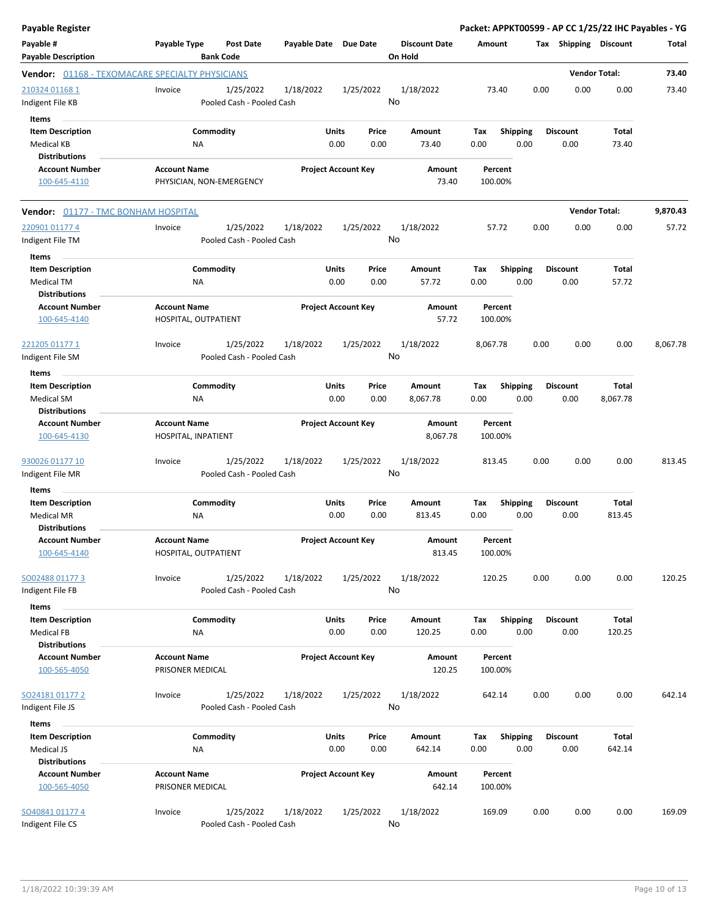**Payable Register** — **Packet: APPKT00599 - AP CC 1/25/22 IHC Payables - YG**

| Payable # / Payable Description | Payable Type | Post Date / Bank Code | Payable Date | Due Date | Discount Date / On Hold | Amount | Tax | Shipping | Discount | Total |
|---|---|---|---|---|---|---|---|---|---|---|

**Vendor: 01168 - TEXOMACARE SPECIALTY PHYSICIANS** — Vendor Total: **73.40**

| Payable # | Payable Type | Post Date | Payable Date | Due Date | Discount Date | Amount | Tax | Shipping | Discount | Total |
|---|---|---|---|---|---|---|---|---|---|---|
| 210324 01168 1 | Invoice | 1/25/2022 | 1/18/2022 | 1/25/2022 | 1/18/2022 | 73.40 | 0.00 | 0.00 | 0.00 | 73.40 |
| Indigent File KB | | Pooled Cash - Pooled Cash | | | No | | | | | |

Items

| Item Description | Commodity | Units | Price | Amount | Tax | Shipping | Discount | Total |
|---|---|---|---|---|---|---|---|---|
| Medical KB | NA | 0.00 | 0.00 | 73.40 | 0.00 | 0.00 | 0.00 | 73.40 |

Distributions

| Account Number | Account Name | Project Account Key | Amount | Percent |
|---|---|---|---|---|
| 100-645-4110 | PHYSICIAN, NON-EMERGENCY | | 73.40 | 100.00% |

**Vendor: 01177 - TMC BONHAM HOSPITAL** — Vendor Total: **9,870.43**

| Payable # | Payable Type | Post Date | Payable Date | Due Date | Discount Date | Amount | Tax | Shipping | Discount | Total |
|---|---|---|---|---|---|---|---|---|---|---|
| 220901 01177 4 | Invoice | 1/25/2022 | 1/18/2022 | 1/25/2022 | 1/18/2022 | 57.72 | 0.00 | 0.00 | 0.00 | 57.72 |
| Indigent File TM | | Pooled Cash - Pooled Cash | | | No | | | | | |

Items

| Item Description | Commodity | Units | Price | Amount | Tax | Shipping | Discount | Total |
|---|---|---|---|---|---|---|---|---|
| Medical TM | NA | 0.00 | 0.00 | 57.72 | 0.00 | 0.00 | 0.00 | 57.72 |

Distributions

| Account Number | Account Name | Project Account Key | Amount | Percent |
|---|---|---|---|---|
| 100-645-4140 | HOSPITAL, OUTPATIENT | | 57.72 | 100.00% |

| Payable # | Payable Type | Post Date | Payable Date | Due Date | Discount Date | Amount | Tax | Shipping | Discount | Total |
|---|---|---|---|---|---|---|---|---|---|---|
| 221205 01177 1 | Invoice | 1/25/2022 | 1/18/2022 | 1/25/2022 | 1/18/2022 | 8,067.78 | 0.00 | 0.00 | 0.00 | 8,067.78 |
| Indigent File SM | | Pooled Cash - Pooled Cash | | | No | | | | | |

Items

| Item Description | Commodity | Units | Price | Amount | Tax | Shipping | Discount | Total |
|---|---|---|---|---|---|---|---|---|
| Medical SM | NA | 0.00 | 0.00 | 8,067.78 | 0.00 | 0.00 | 0.00 | 8,067.78 |

Distributions

| Account Number | Account Name | Project Account Key | Amount | Percent |
|---|---|---|---|---|
| 100-645-4130 | HOSPITAL, INPATIENT | | 8,067.78 | 100.00% |

| Payable # | Payable Type | Post Date | Payable Date | Due Date | Discount Date | Amount | Tax | Shipping | Discount | Total |
|---|---|---|---|---|---|---|---|---|---|---|
| 930026 01177 10 | Invoice | 1/25/2022 | 1/18/2022 | 1/25/2022 | 1/18/2022 | 813.45 | 0.00 | 0.00 | 0.00 | 813.45 |
| Indigent File MR | | Pooled Cash - Pooled Cash | | | No | | | | | |

Items

| Item Description | Commodity | Units | Price | Amount | Tax | Shipping | Discount | Total |
|---|---|---|---|---|---|---|---|---|
| Medical MR | NA | 0.00 | 0.00 | 813.45 | 0.00 | 0.00 | 0.00 | 813.45 |

Distributions

| Account Number | Account Name | Project Account Key | Amount | Percent |
|---|---|---|---|---|
| 100-645-4140 | HOSPITAL, OUTPATIENT | | 813.45 | 100.00% |

| Payable # | Payable Type | Post Date | Payable Date | Due Date | Discount Date | Amount | Tax | Shipping | Discount | Total |
|---|---|---|---|---|---|---|---|---|---|---|
| SO02488 01177 3 | Invoice | 1/25/2022 | 1/18/2022 | 1/25/2022 | 1/18/2022 | 120.25 | 0.00 | 0.00 | 0.00 | 120.25 |
| Indigent File FB | | Pooled Cash - Pooled Cash | | | No | | | | | |

Items

| Item Description | Commodity | Units | Price | Amount | Tax | Shipping | Discount | Total |
|---|---|---|---|---|---|---|---|---|
| Medical FB | NA | 0.00 | 0.00 | 120.25 | 0.00 | 0.00 | 0.00 | 120.25 |

Distributions

| Account Number | Account Name | Project Account Key | Amount | Percent |
|---|---|---|---|---|
| 100-565-4050 | PRISONER MEDICAL | | 120.25 | 100.00% |

| Payable # | Payable Type | Post Date | Payable Date | Due Date | Discount Date | Amount | Tax | Shipping | Discount | Total |
|---|---|---|---|---|---|---|---|---|---|---|
| SO24181 01177 2 | Invoice | 1/25/2022 | 1/18/2022 | 1/25/2022 | 1/18/2022 | 642.14 | 0.00 | 0.00 | 0.00 | 642.14 |
| Indigent File JS | | Pooled Cash - Pooled Cash | | | No | | | | | |

Items

| Item Description | Commodity | Units | Price | Amount | Tax | Shipping | Discount | Total |
|---|---|---|---|---|---|---|---|---|
| Medical JS | NA | 0.00 | 0.00 | 642.14 | 0.00 | 0.00 | 0.00 | 642.14 |

Distributions

| Account Number | Account Name | Project Account Key | Amount | Percent |
|---|---|---|---|---|
| 100-565-4050 | PRISONER MEDICAL | | 642.14 | 100.00% |

| Payable # | Payable Type | Post Date | Payable Date | Due Date | Discount Date | Amount | Tax | Shipping | Discount | Total |
|---|---|---|---|---|---|---|---|---|---|---|
| SO40841 01177 4 | Invoice | 1/25/2022 | 1/18/2022 | 1/25/2022 | 1/18/2022 | 169.09 | 0.00 | 0.00 | 0.00 | 169.09 |
| Indigent File CS | | Pooled Cash - Pooled Cash | | | No | | | | | |

1/18/2022 10:39:39 AM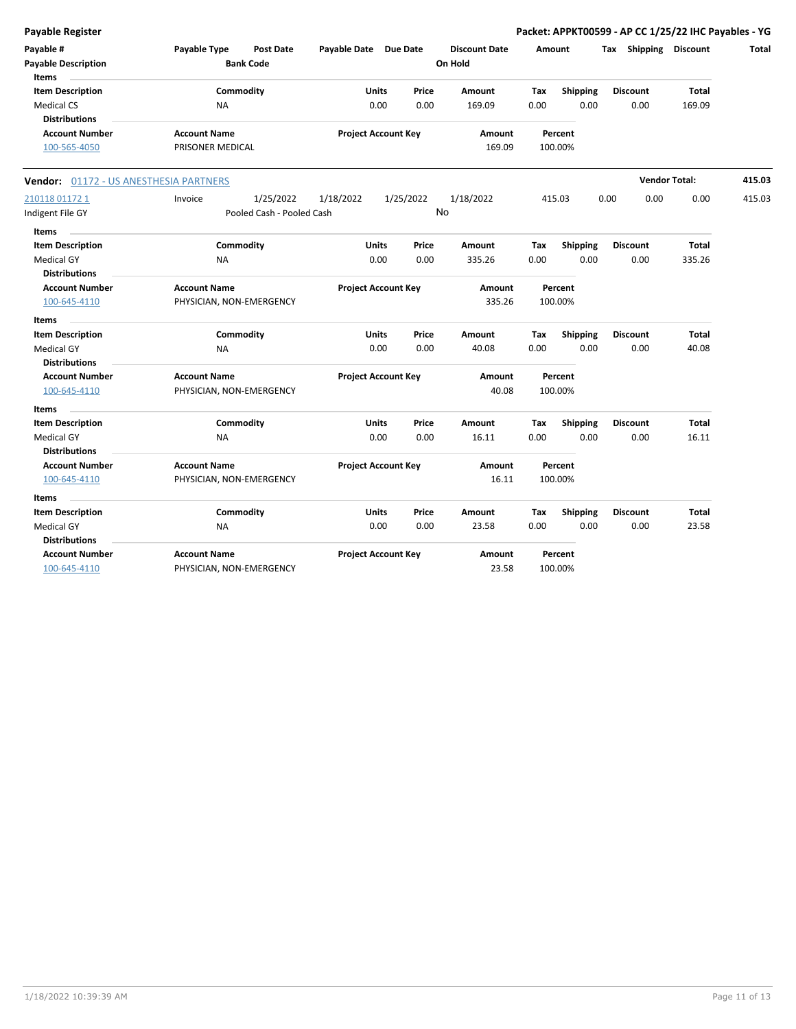**Payable Register** **Packet: APPKT00599 - AP CC 1/25/22 IHC Payables - YG**

| Payable # | Payable Type | Post Date | Payable Date | Due Date | Discount Date | Amount | Tax | Shipping | Discount | Total |
|---|---|---|---|---|---|---|---|---|---|---|
| Payable Description | | Bank Code | | | On Hold | | | | | |

**Items**

| Item Description | Commodity | Units | Price | Amount | Tax | Shipping | Discount | Total |
|---|---|---|---|---|---|---|---|---|
| Medical CS | NA | 0.00 | 0.00 | 169.09 | 0.00 | 0.00 | 0.00 | 169.09 |

**Distributions**

| Account Number | Account Name | Project Account Key | Amount | Percent |
|---|---|---|---|---|
| 100-565-4050 | PRISONER MEDICAL | | 169.09 | 100.00% |

**Vendor:** 01172 - US ANESTHESIA PARTNERS **Vendor Total: 415.03**

| Payable # | Payable Type | Post Date | Payable Date | Due Date | Discount Date | Amount | Tax | Shipping | Discount | Total |
|---|---|---|---|---|---|---|---|---|---|---|
| 210118 01172 1 | Invoice | 1/25/2022 | 1/18/2022 | 1/25/2022 | 1/18/2022 | 415.03 | 0.00 | 0.00 | 0.00 | 415.03 |
| Indigent File GY | | Pooled Cash - Pooled Cash | | | No | | | | | |

**Items**

| Item Description | Commodity | Units | Price | Amount | Tax | Shipping | Discount | Total |
|---|---|---|---|---|---|---|---|---|
| Medical GY | NA | 0.00 | 0.00 | 335.26 | 0.00 | 0.00 | 0.00 | 335.26 |

**Distributions**

| Account Number | Account Name | Project Account Key | Amount | Percent |
|---|---|---|---|---|
| 100-645-4110 | PHYSICIAN, NON-EMERGENCY | | 335.26 | 100.00% |

**Items**

| Item Description | Commodity | Units | Price | Amount | Tax | Shipping | Discount | Total |
|---|---|---|---|---|---|---|---|---|
| Medical GY | NA | 0.00 | 0.00 | 40.08 | 0.00 | 0.00 | 0.00 | 40.08 |

**Distributions**

| Account Number | Account Name | Project Account Key | Amount | Percent |
|---|---|---|---|---|
| 100-645-4110 | PHYSICIAN, NON-EMERGENCY | | 40.08 | 100.00% |

**Items**

| Item Description | Commodity | Units | Price | Amount | Tax | Shipping | Discount | Total |
|---|---|---|---|---|---|---|---|---|
| Medical GY | NA | 0.00 | 0.00 | 16.11 | 0.00 | 0.00 | 0.00 | 16.11 |

**Distributions**

| Account Number | Account Name | Project Account Key | Amount | Percent |
|---|---|---|---|---|
| 100-645-4110 | PHYSICIAN, NON-EMERGENCY | | 16.11 | 100.00% |

**Items**

| Item Description | Commodity | Units | Price | Amount | Tax | Shipping | Discount | Total |
|---|---|---|---|---|---|---|---|---|
| Medical GY | NA | 0.00 | 0.00 | 23.58 | 0.00 | 0.00 | 0.00 | 23.58 |

**Distributions**

| Account Number | Account Name | Project Account Key | Amount | Percent |
|---|---|---|---|---|
| 100-645-4110 | PHYSICIAN, NON-EMERGENCY | | 23.58 | 100.00% |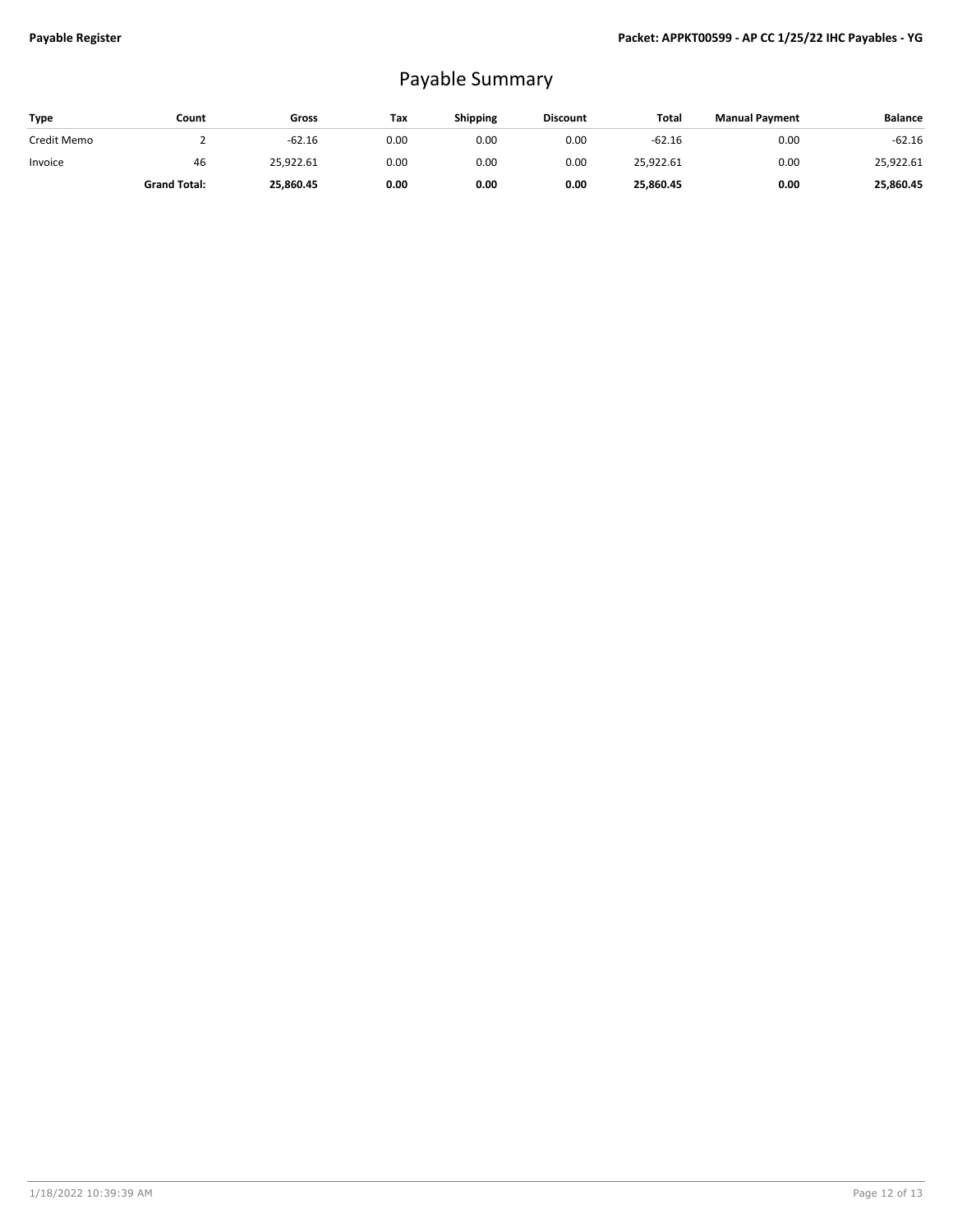# Payable Summary

| Type | Count | Gross | Tax | Shipping | Discount | Total | Manual Payment | Balance |
|---|---|---|---|---|---|---|---|---|
| Credit Memo | 2 | -62.16 | 0.00 | 0.00 | 0.00 | -62.16 | 0.00 | -62.16 |
| Invoice | 46 | 25,922.61 | 0.00 | 0.00 | 0.00 | 25,922.61 | 0.00 | 25,922.61 |
| | **Grand Total:** | **25,860.45** | **0.00** | **0.00** | **0.00** | **25,860.45** | **0.00** | **25,860.45** |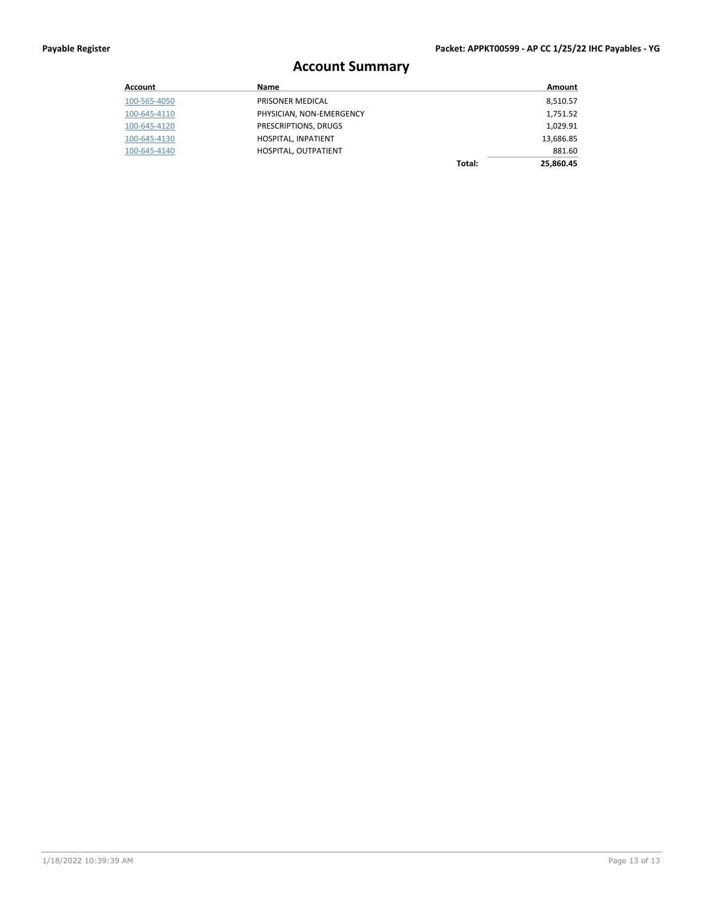# Account Summary

| Account | Name | | Amount |
|---|---|---|---|
| 100-565-4050 | PRISONER MEDICAL | | 8,510.57 |
| 100-645-4110 | PHYSICIAN, NON-EMERGENCY | | 1,751.52 |
| 100-645-4120 | PRESCRIPTIONS, DRUGS | | 1,029.91 |
| 100-645-4130 | HOSPITAL, INPATIENT | | 13,686.85 |
| 100-645-4140 | HOSPITAL, OUTPATIENT | | 881.60 |
| | | **Total:** | **25,860.45** |